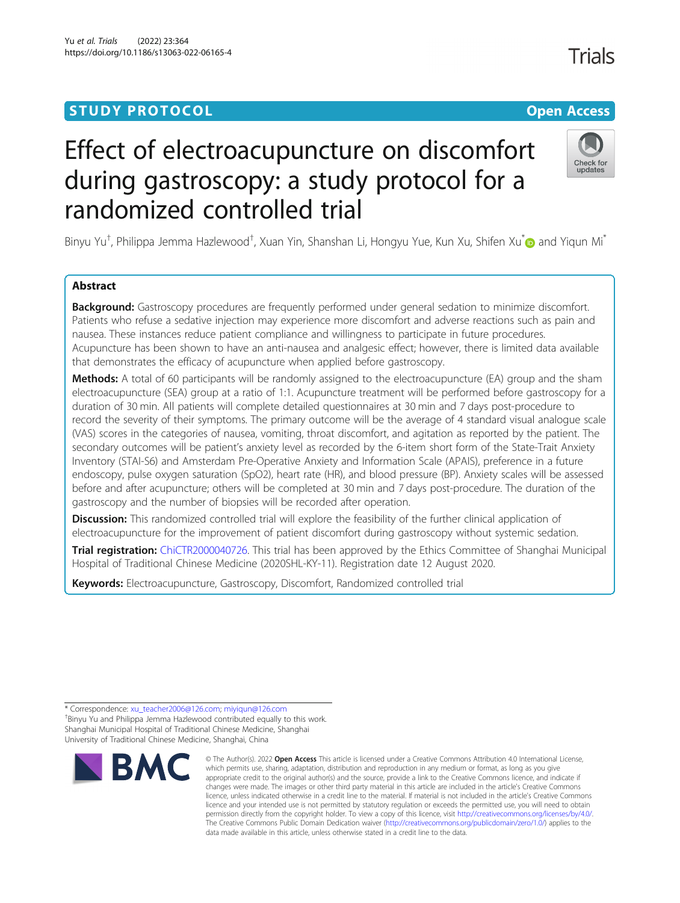STUDY PROTOCOL

Open Access

# Effect of electroacupuncture on discomfort during gastroscopy: a study protocol for a randomized controlled trial

Binyu Yu[†], Philippa Jemma Hazlewood[†], Xuan Yin, Shanshan Li, Hongyu Yue, Kun Xu, Shifen Xu[*] and Yiqun Mi[*]

## Abstract

**Background:** Gastroscopy procedures are frequently performed under general sedation to minimize discomfort. Patients who refuse a sedative injection may experience more discomfort and adverse reactions such as pain and nausea. These instances reduce patient compliance and willingness to participate in future procedures. Acupuncture has been shown to have an anti-nausea and analgesic effect; however, there is limited data available that demonstrates the efficacy of acupuncture when applied before gastroscopy.

**Methods:** A total of 60 participants will be randomly assigned to the electroacupuncture (EA) group and the sham electroacupuncture (SEA) group at a ratio of 1:1. Acupuncture treatment will be performed before gastroscopy for a duration of 30 min. All patients will complete detailed questionnaires at 30 min and 7 days post-procedure to record the severity of their symptoms. The primary outcome will be the average of 4 standard visual analogue scale (VAS) scores in the categories of nausea, vomiting, throat discomfort, and agitation as reported by the patient. The secondary outcomes will be patient's anxiety level as recorded by the 6-item short form of the State-Trait Anxiety Inventory (STAI-S6) and Amsterdam Pre-Operative Anxiety and Information Scale (APAIS), preference in a future endoscopy, pulse oxygen saturation (SpO2), heart rate (HR), and blood pressure (BP). Anxiety scales will be assessed before and after acupuncture; others will be completed at 30 min and 7 days post-procedure. The duration of the gastroscopy and the number of biopsies will be recorded after operation.

**Discussion:** This randomized controlled trial will explore the feasibility of the further clinical application of electroacupuncture for the improvement of patient discomfort during gastroscopy without systemic sedation.

**Trial registration:** ChiCTR2000040726. This trial has been approved by the Ethics Committee of Shanghai Municipal Hospital of Traditional Chinese Medicine (2020SHL-KY-11). Registration date 12 August 2020.

**Keywords:** Electroacupuncture, Gastroscopy, Discomfort, Randomized controlled trial

---

* Correspondence: xu_teacher2006@126.com; miyiqun@126.com
[†]Binyu Yu and Philippa Jemma Hazlewood contributed equally to this work.
Shanghai Municipal Hospital of Traditional Chinese Medicine, Shanghai University of Traditional Chinese Medicine, Shanghai, China

© The Author(s). 2022 **Open Access** This article is licensed under a Creative Commons Attribution 4.0 International License, which permits use, sharing, adaptation, distribution and reproduction in any medium or format, as long as you give appropriate credit to the original author(s) and the source, provide a link to the Creative Commons licence, and indicate if changes were made. The images or other third party material in this article are included in the article's Creative Commons licence, unless indicated otherwise in a credit line to the material. If material is not included in the article's Creative Commons licence and your intended use is not permitted by statutory regulation or exceeds the permitted use, you will need to obtain permission directly from the copyright holder. To view a copy of this licence, visit http://creativecommons.org/licenses/by/4.0/. The Creative Commons Public Domain Dedication waiver (http://creativecommons.org/publicdomain/zero/1.0/) applies to the data made available in this article, unless otherwise stated in a credit line to the data.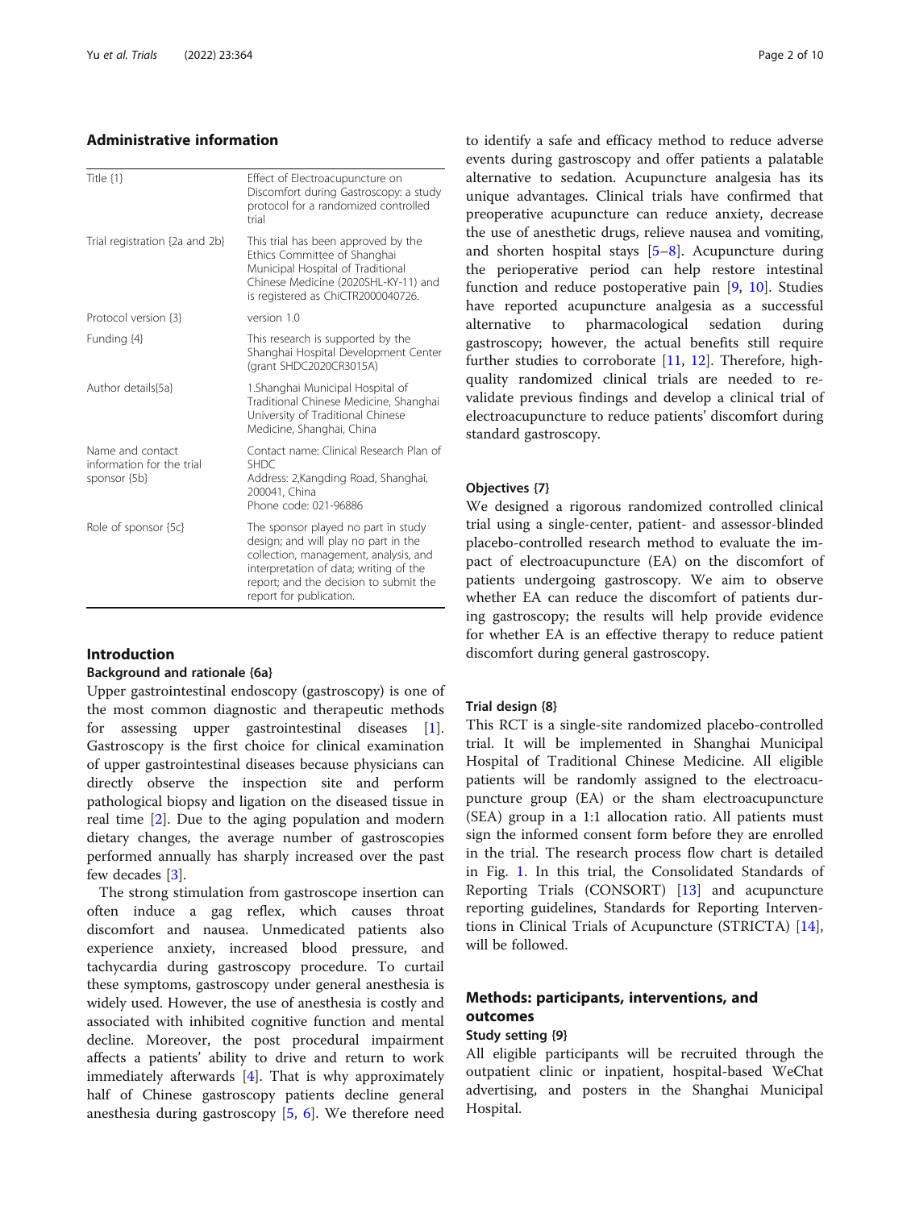## Administrative information

| Title {1} | Effect of Electroacupuncture on Discomfort during Gastroscopy: a study protocol for a randomized controlled trial |
|---|---|
| Trial registration {2a and 2b} | This trial has been approved by the Ethics Committee of Shanghai Municipal Hospital of Traditional Chinese Medicine (2020SHL-KY-11) and is registered as ChiCTR2000040726. |
| Protocol version {3} | version 1.0 |
| Funding {4} | This research is supported by the Shanghai Hospital Development Center (grant SHDC2020CR3015A) |
| Author details{5a} | 1.Shanghai Municipal Hospital of Traditional Chinese Medicine, Shanghai University of Traditional Chinese Medicine, Shanghai, China |
| Name and contact information for the trial sponsor {5b} | Contact name: Clinical Research Plan of SHDC<br>Address: 2,Kangding Road, Shanghai, 200041, China<br>Phone code: 021-96886 |
| Role of sponsor {5c} | The sponsor played no part in study design; and will play no part in the collection, management, analysis, and interpretation of data; writing of the report; and the decision to submit the report for publication. |

## Introduction

### Background and rationale {6a}

Upper gastrointestinal endoscopy (gastroscopy) is one of the most common diagnostic and therapeutic methods for assessing upper gastrointestinal diseases [1]. Gastroscopy is the first choice for clinical examination of upper gastrointestinal diseases because physicians can directly observe the inspection site and perform pathological biopsy and ligation on the diseased tissue in real time [2]. Due to the aging population and modern dietary changes, the average number of gastroscopies performed annually has sharply increased over the past few decades [3].

The strong stimulation from gastroscope insertion can often induce a gag reflex, which causes throat discomfort and nausea. Unmedicated patients also experience anxiety, increased blood pressure, and tachycardia during gastroscopy procedure. To curtail these symptoms, gastroscopy under general anesthesia is widely used. However, the use of anesthesia is costly and associated with inhibited cognitive function and mental decline. Moreover, the post procedural impairment affects a patients' ability to drive and return to work immediately afterwards [4]. That is why approximately half of Chinese gastroscopy patients decline general anesthesia during gastroscopy [5, 6]. We therefore need to identify a safe and efficacy method to reduce adverse events during gastroscopy and offer patients a palatable alternative to sedation. Acupuncture analgesia has its unique advantages. Clinical trials have confirmed that preoperative acupuncture can reduce anxiety, decrease the use of anesthetic drugs, relieve nausea and vomiting, and shorten hospital stays [5–8]. Acupuncture during the perioperative period can help restore intestinal function and reduce postoperative pain [9, 10]. Studies have reported acupuncture analgesia as a successful alternative to pharmacological sedation during gastroscopy; however, the actual benefits still require further studies to corroborate [11, 12]. Therefore, high-quality randomized clinical trials are needed to re-validate previous findings and develop a clinical trial of electroacupuncture to reduce patients' discomfort during standard gastroscopy.

### Objectives {7}

We designed a rigorous randomized controlled clinical trial using a single-center, patient- and assessor-blinded placebo-controlled research method to evaluate the impact of electroacupuncture (EA) on the discomfort of patients undergoing gastroscopy. We aim to observe whether EA can reduce the discomfort of patients during gastroscopy; the results will help provide evidence for whether EA is an effective therapy to reduce patient discomfort during general gastroscopy.

### Trial design {8}

This RCT is a single-site randomized placebo-controlled trial. It will be implemented in Shanghai Municipal Hospital of Traditional Chinese Medicine. All eligible patients will be randomly assigned to the electroacupuncture group (EA) or the sham electroacupuncture (SEA) group in a 1:1 allocation ratio. All patients must sign the informed consent form before they are enrolled in the trial. The research process flow chart is detailed in Fig. 1. In this trial, the Consolidated Standards of Reporting Trials (CONSORT) [13] and acupuncture reporting guidelines, Standards for Reporting Interventions in Clinical Trials of Acupuncture (STRICTA) [14], will be followed.

## Methods: participants, interventions, and outcomes

### Study setting {9}

All eligible participants will be recruited through the outpatient clinic or inpatient, hospital-based WeChat advertising, and posters in the Shanghai Municipal Hospital.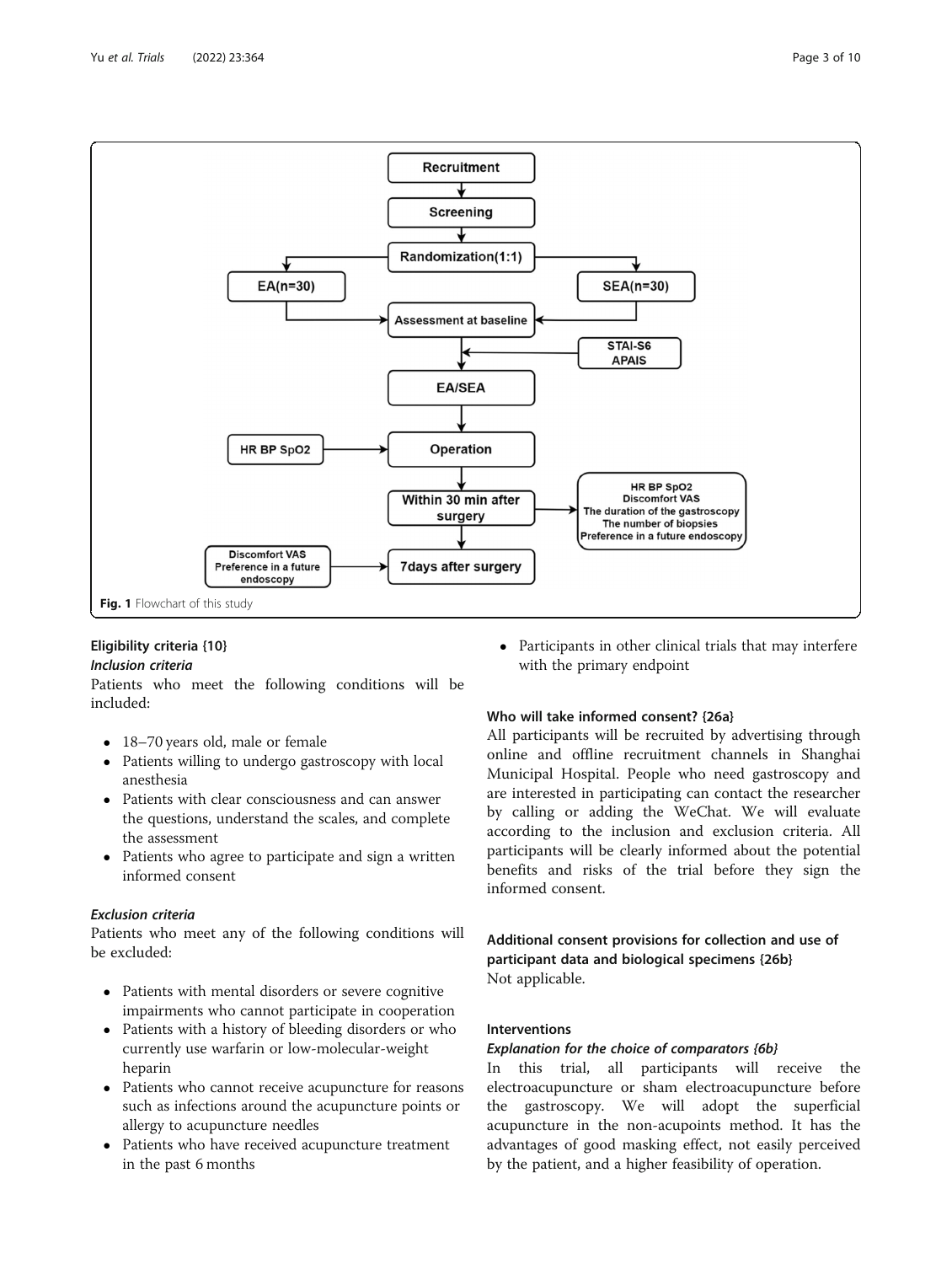Fig. 1 Flowchart of this study

### Eligibility criteria {10}

#### *Inclusion criteria*

Patients who meet the following conditions will be included:

- 18–70 years old, male or female
- Patients willing to undergo gastroscopy with local anesthesia
- Patients with clear consciousness and can answer the questions, understand the scales, and complete the assessment
- Patients who agree to participate and sign a written informed consent

#### *Exclusion criteria*

Patients who meet any of the following conditions will be excluded:

- Patients with mental disorders or severe cognitive impairments who cannot participate in cooperation
- Patients with a history of bleeding disorders or who currently use warfarin or low-molecular-weight heparin
- Patients who cannot receive acupuncture for reasons such as infections around the acupuncture points or allergy to acupuncture needles
- Patients who have received acupuncture treatment in the past 6 months
- Participants in other clinical trials that may interfere with the primary endpoint

### Who will take informed consent? {26a}

All participants will be recruited by advertising through online and offline recruitment channels in Shanghai Municipal Hospital. People who need gastroscopy and are interested in participating can contact the researcher by calling or adding the WeChat. We will evaluate according to the inclusion and exclusion criteria. All participants will be clearly informed about the potential benefits and risks of the trial before they sign the informed consent.

### Additional consent provisions for collection and use of participant data and biological specimens {26b}

Not applicable.

### Interventions

#### *Explanation for the choice of comparators {6b}*

In this trial, all participants will receive the electroacupuncture or sham electroacupuncture before the gastroscopy. We will adopt the superficial acupuncture in the non-acupoints method. It has the advantages of good masking effect, not easily perceived by the patient, and a higher feasibility of operation.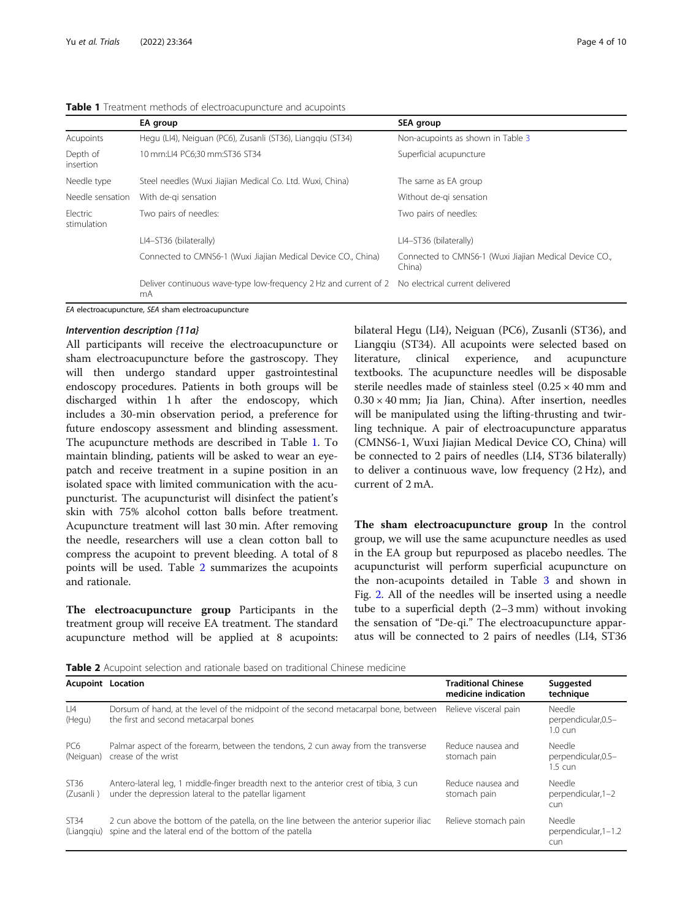**Table 1** Treatment methods of electroacupuncture and acupoints

| | EA group | SEA group |
|---|---|---|
| Acupoints | Hegu (LI4), Neiguan (PC6), Zusanli (ST36), Liangqiu (ST34) | Non-acupoints as shown in Table 3 |
| Depth of insertion | 10 mm:LI4 PC6;30 mm:ST36 ST34 | Superficial acupuncture |
| Needle type | Steel needles (Wuxi Jiajian Medical Co. Ltd. Wuxi, China) | The same as EA group |
| Needle sensation | With de-qi sensation | Without de-qi sensation |
| Electric stimulation | Two pairs of needles: | Two pairs of needles: |
| | LI4–ST36 (bilaterally) | LI4–ST36 (bilaterally) |
| | Connected to CMNS6-1 (Wuxi Jiajian Medical Device CO., China) | Connected to CMNS6-1 (Wuxi Jiajian Medical Device CO., China) |
| | Deliver continuous wave-type low-frequency 2 Hz and current of 2 mA | No electrical current delivered |

*EA* electroacupuncture, *SEA* sham electroacupuncture

### *Intervention description {11a}*

All participants will receive the electroacupuncture or sham electroacupuncture before the gastroscopy. They will then undergo standard upper gastrointestinal endoscopy procedures. Patients in both groups will be discharged within 1 h after the endoscopy, which includes a 30-min observation period, a preference for future endoscopy assessment and blinding assessment. The acupuncture methods are described in Table 1. To maintain blinding, patients will be asked to wear an eyepatch and receive treatment in a supine position in an isolated space with limited communication with the acupuncturist. The acupuncturist will disinfect the patient's skin with 75% alcohol cotton balls before treatment. Acupuncture treatment will last 30 min. After removing the needle, researchers will use a clean cotton ball to compress the acupoint to prevent bleeding. A total of 8 points will be used. Table 2 summarizes the acupoints and rationale.

**The electroacupuncture group** Participants in the treatment group will receive EA treatment. The standard acupuncture method will be applied at 8 acupoints: bilateral Hegu (LI4), Neiguan (PC6), Zusanli (ST36), and Liangqiu (ST34). All acupoints were selected based on literature, clinical experience, and acupuncture textbooks. The acupuncture needles will be disposable sterile needles made of stainless steel (0.25 × 40 mm and 0.30 × 40 mm; Jia Jian, China). After insertion, needles will be manipulated using the lifting-thrusting and twirling technique. A pair of electroacupuncture apparatus (CMNS6-1, Wuxi Jiajian Medical Device CO, China) will be connected to 2 pairs of needles (LI4, ST36 bilaterally) to deliver a continuous wave, low frequency (2 Hz), and current of 2 mA.

**The sham electroacupuncture group** In the control group, we will use the same acupuncture needles as used in the EA group but repurposed as placebo needles. The acupuncturist will perform superficial acupuncture on the non-acupoints detailed in Table 3 and shown in Fig. 2. All of the needles will be inserted using a needle tube to a superficial depth (2–3 mm) without invoking the sensation of "De-qi." The electroacupuncture apparatus will be connected to 2 pairs of needles (LI4, ST36

**Table 2** Acupoint selection and rationale based on traditional Chinese medicine

| Acupoint | Location | Traditional Chinese medicine indication | Suggested technique |
|---|---|---|---|
| LI4 (Hegu) | Dorsum of hand, at the level of the midpoint of the second metacarpal bone, between the first and second metacarpal bones | Relieve visceral pain | Needle perpendicular,0.5–1.0 cun |
| PC6 (Neiguan) | Palmar aspect of the forearm, between the tendons, 2 cun away from the transverse crease of the wrist | Reduce nausea and stomach pain | Needle perpendicular,0.5–1.5 cun |
| ST36 (Zusanli ) | Antero-lateral leg, 1 middle-finger breadth next to the anterior crest of tibia, 3 cun under the depression lateral to the patellar ligament | Reduce nausea and stomach pain | Needle perpendicular,1–2 cun |
| ST34 (Liangqiu) | 2 cun above the bottom of the patella, on the line between the anterior superior iliac spine and the lateral end of the bottom of the patella | Relieve stomach pain | Needle perpendicular,1–1.2 cun |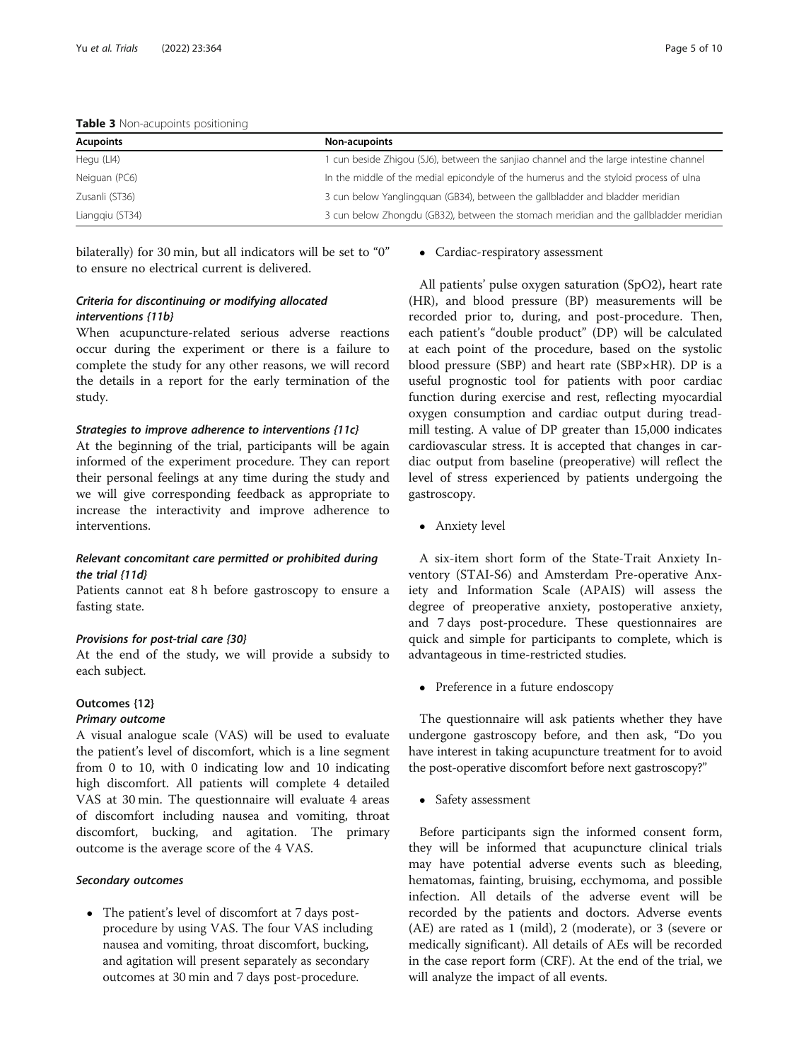**Table 3** Non-acupoints positioning

| Acupoints | Non-acupoints |
|---|---|
| Hegu (LI4) | 1 cun beside Zhigou (SJ6), between the sanjiao channel and the large intestine channel |
| Neiguan (PC6) | In the middle of the medial epicondyle of the humerus and the styloid process of ulna |
| Zusanli (ST36) | 3 cun below Yanglingquan (GB34), between the gallbladder and bladder meridian |
| Liangqiu (ST34) | 3 cun below Zhongdu (GB32), between the stomach meridian and the gallbladder meridian |

bilaterally) for 30 min, but all indicators will be set to "0" to ensure no electrical current is delivered.

### *Criteria for discontinuing or modifying allocated interventions {11b}*

When acupuncture-related serious adverse reactions occur during the experiment or there is a failure to complete the study for any other reasons, we will record the details in a report for the early termination of the study.

### *Strategies to improve adherence to interventions {11c}*

At the beginning of the trial, participants will be again informed of the experiment procedure. They can report their personal feelings at any time during the study and we will give corresponding feedback as appropriate to increase the interactivity and improve adherence to interventions.

### *Relevant concomitant care permitted or prohibited during the trial {11d}*

Patients cannot eat 8 h before gastroscopy to ensure a fasting state.

### *Provisions for post-trial care {30}*

At the end of the study, we will provide a subsidy to each subject.

## Outcomes {12}

### *Primary outcome*

A visual analogue scale (VAS) will be used to evaluate the patient's level of discomfort, which is a line segment from 0 to 10, with 0 indicating low and 10 indicating high discomfort. All patients will complete 4 detailed VAS at 30 min. The questionnaire will evaluate 4 areas of discomfort including nausea and vomiting, throat discomfort, bucking, and agitation. The primary outcome is the average score of the 4 VAS.

### *Secondary outcomes*

- The patient's level of discomfort at 7 days post-procedure by using VAS. The four VAS including nausea and vomiting, throat discomfort, bucking, and agitation will present separately as secondary outcomes at 30 min and 7 days post-procedure.
- Cardiac-respiratory assessment

All patients' pulse oxygen saturation (SpO2), heart rate (HR), and blood pressure (BP) measurements will be recorded prior to, during, and post-procedure. Then, each patient's "double product" (DP) will be calculated at each point of the procedure, based on the systolic blood pressure (SBP) and heart rate (SBP×HR). DP is a useful prognostic tool for patients with poor cardiac function during exercise and rest, reflecting myocardial oxygen consumption and cardiac output during treadmill testing. A value of DP greater than 15,000 indicates cardiovascular stress. It is accepted that changes in cardiac output from baseline (preoperative) will reflect the level of stress experienced by patients undergoing the gastroscopy.

- Anxiety level

A six-item short form of the State-Trait Anxiety Inventory (STAI-S6) and Amsterdam Pre-operative Anxiety and Information Scale (APAIS) will assess the degree of preoperative anxiety, postoperative anxiety, and 7 days post-procedure. These questionnaires are quick and simple for participants to complete, which is advantageous in time-restricted studies.

- Preference in a future endoscopy

The questionnaire will ask patients whether they have undergone gastroscopy before, and then ask, "Do you have interest in taking acupuncture treatment for to avoid the post-operative discomfort before next gastroscopy?"

- Safety assessment

Before participants sign the informed consent form, they will be informed that acupuncture clinical trials may have potential adverse events such as bleeding, hematomas, fainting, bruising, ecchymoma, and possible infection. All details of the adverse event will be recorded by the patients and doctors. Adverse events (AE) are rated as 1 (mild), 2 (moderate), or 3 (severe or medically significant). All details of AEs will be recorded in the case report form (CRF). At the end of the trial, we will analyze the impact of all events.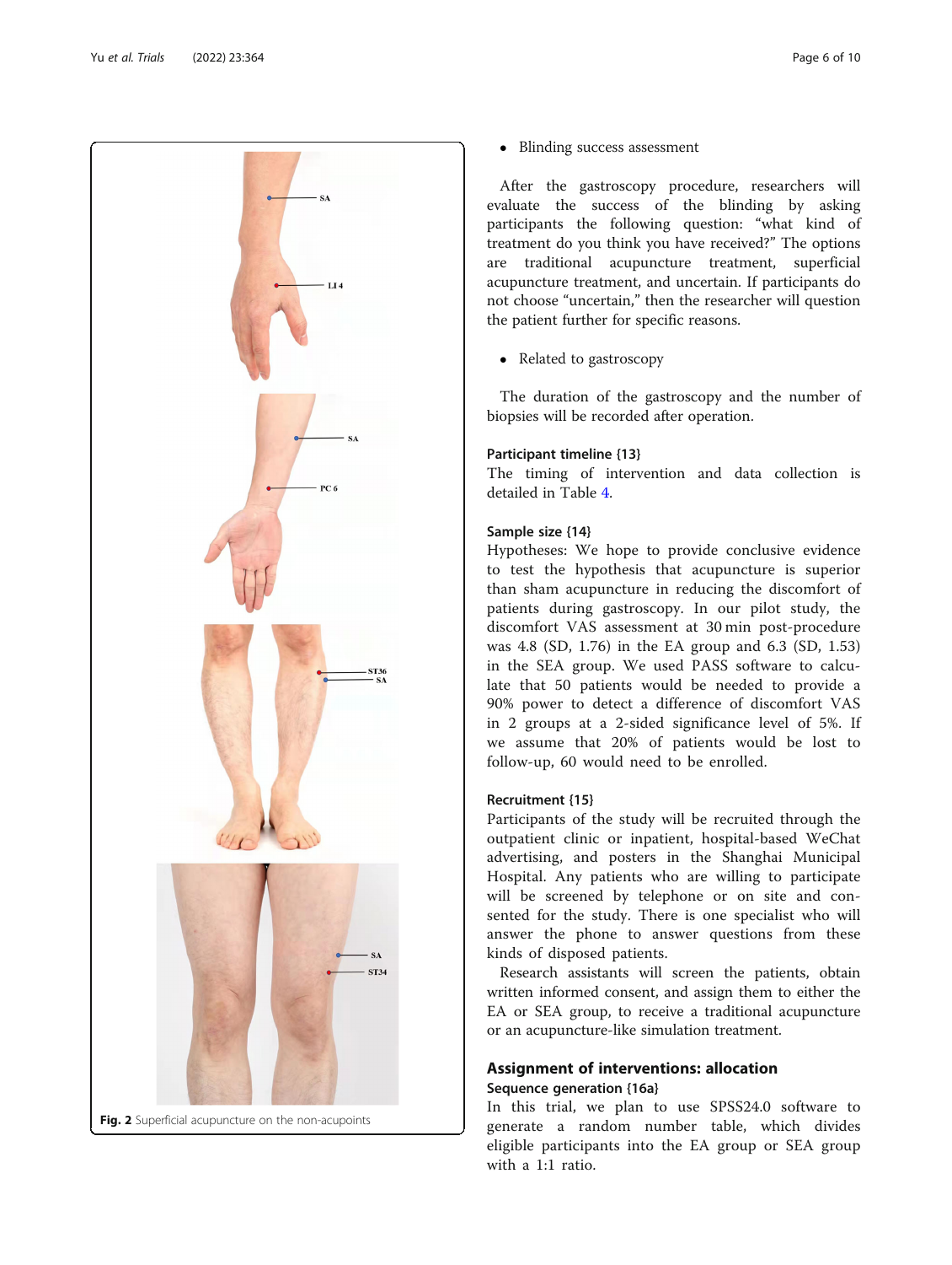Fig. 2 Superficial acupuncture on the non-acupoints

- Blinding success assessment

After the gastroscopy procedure, researchers will evaluate the success of the blinding by asking participants the following question: "what kind of treatment do you think you have received?" The options are traditional acupuncture treatment, superficial acupuncture treatment, and uncertain. If participants do not choose "uncertain," then the researcher will question the patient further for specific reasons.

- Related to gastroscopy

The duration of the gastroscopy and the number of biopsies will be recorded after operation.

### Participant timeline {13}

The timing of intervention and data collection is detailed in Table 4.

### Sample size {14}

Hypotheses: We hope to provide conclusive evidence to test the hypothesis that acupuncture is superior than sham acupuncture in reducing the discomfort of patients during gastroscopy. In our pilot study, the discomfort VAS assessment at 30 min post-procedure was 4.8 (SD, 1.76) in the EA group and 6.3 (SD, 1.53) in the SEA group. We used PASS software to calculate that 50 patients would be needed to provide a 90% power to detect a difference of discomfort VAS in 2 groups at a 2-sided significance level of 5%. If we assume that 20% of patients would be lost to follow-up, 60 would need to be enrolled.

### Recruitment {15}

Participants of the study will be recruited through the outpatient clinic or inpatient, hospital-based WeChat advertising, and posters in the Shanghai Municipal Hospital. Any patients who are willing to participate will be screened by telephone or on site and consented for the study. There is one specialist who will answer the phone to answer questions from these kinds of disposed patients.

Research assistants will screen the patients, obtain written informed consent, and assign them to either the EA or SEA group, to receive a traditional acupuncture or an acupuncture-like simulation treatment.

## Assignment of interventions: allocation

### Sequence generation {16a}

In this trial, we plan to use SPSS24.0 software to generate a random number table, which divides eligible participants into the EA group or SEA group with a 1:1 ratio.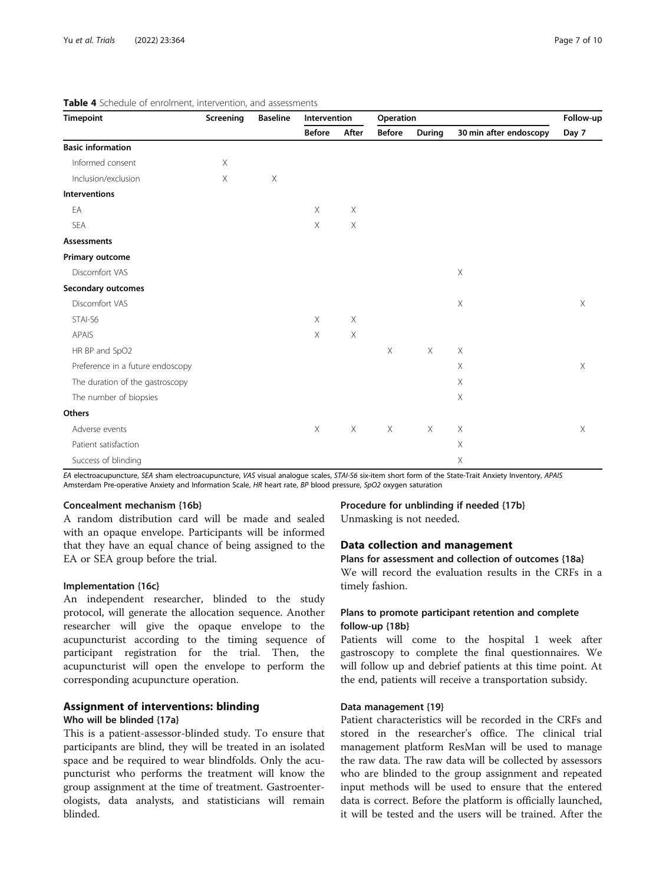**Table 4** Schedule of enrolment, intervention, and assessments

| Timepoint | Screening | Baseline | Intervention | | Operation | | | Follow-up |
|---|---|---|---|---|---|---|---|---|
| | | | Before | After | Before | During | 30 min after endoscopy | Day 7 |
| **Basic information** | | | | | | | | |
| Informed consent | X | | | | | | | |
| Inclusion/exclusion | X | X | | | | | | |
| **Interventions** | | | | | | | | |
| EA | | | X | X | | | | |
| SEA | | | X | X | | | | |
| **Assessments** | | | | | | | | |
| **Primary outcome** | | | | | | | | |
| Discomfort VAS | | | | | | | X | |
| **Secondary outcomes** | | | | | | | | |
| Discomfort VAS | | | | | | | X | X |
| STAI-S6 | | | X | X | | | | |
| APAIS | | | X | X | | | | |
| HR BP and SpO2 | | | | | X | X | X | |
| Preference in a future endoscopy | | | | | | | X | X |
| The duration of the gastroscopy | | | | | | | X | |
| The number of biopsies | | | | | | | X | |
| **Others** | | | | | | | | |
| Adverse events | | | X | X | X | X | X | X |
| Patient satisfaction | | | | | | | X | |
| Success of blinding | | | | | | | X | |

*EA* electroacupuncture, *SEA* sham electroacupuncture, *VAS* visual analogue scales, *STAI-S6* six-item short form of the State-Trait Anxiety Inventory, *APAIS* Amsterdam Pre-operative Anxiety and Information Scale, *HR* heart rate, *BP* blood pressure, *SpO2* oxygen saturation

#### Concealment mechanism {16b}

A random distribution card will be made and sealed with an opaque envelope. Participants will be informed that they have an equal chance of being assigned to the EA or SEA group before the trial.

#### Implementation {16c}

An independent researcher, blinded to the study protocol, will generate the allocation sequence. Another researcher will give the opaque envelope to the acupuncturist according to the timing sequence of participant registration for the trial. Then, the acupuncturist will open the envelope to perform the corresponding acupuncture operation.

### Assignment of interventions: blinding

#### Who will be blinded {17a}

This is a patient-assessor-blinded study. To ensure that participants are blind, they will be treated in an isolated space and be required to wear blindfolds. Only the acupuncturist who performs the treatment will know the group assignment at the time of treatment. Gastroenterologists, data analysts, and statisticians will remain blinded.

#### Procedure for unblinding if needed {17b}

Unmasking is not needed.

### Data collection and management

#### Plans for assessment and collection of outcomes {18a}

We will record the evaluation results in the CRFs in a timely fashion.

#### Plans to promote participant retention and complete follow-up {18b}

Patients will come to the hospital 1 week after gastroscopy to complete the final questionnaires. We will follow up and debrief patients at this time point. At the end, patients will receive a transportation subsidy.

#### Data management {19}

Patient characteristics will be recorded in the CRFs and stored in the researcher's office. The clinical trial management platform ResMan will be used to manage the raw data. The raw data will be collected by assessors who are blinded to the group assignment and repeated input methods will be used to ensure that the entered data is correct. Before the platform is officially launched, it will be tested and the users will be trained. After the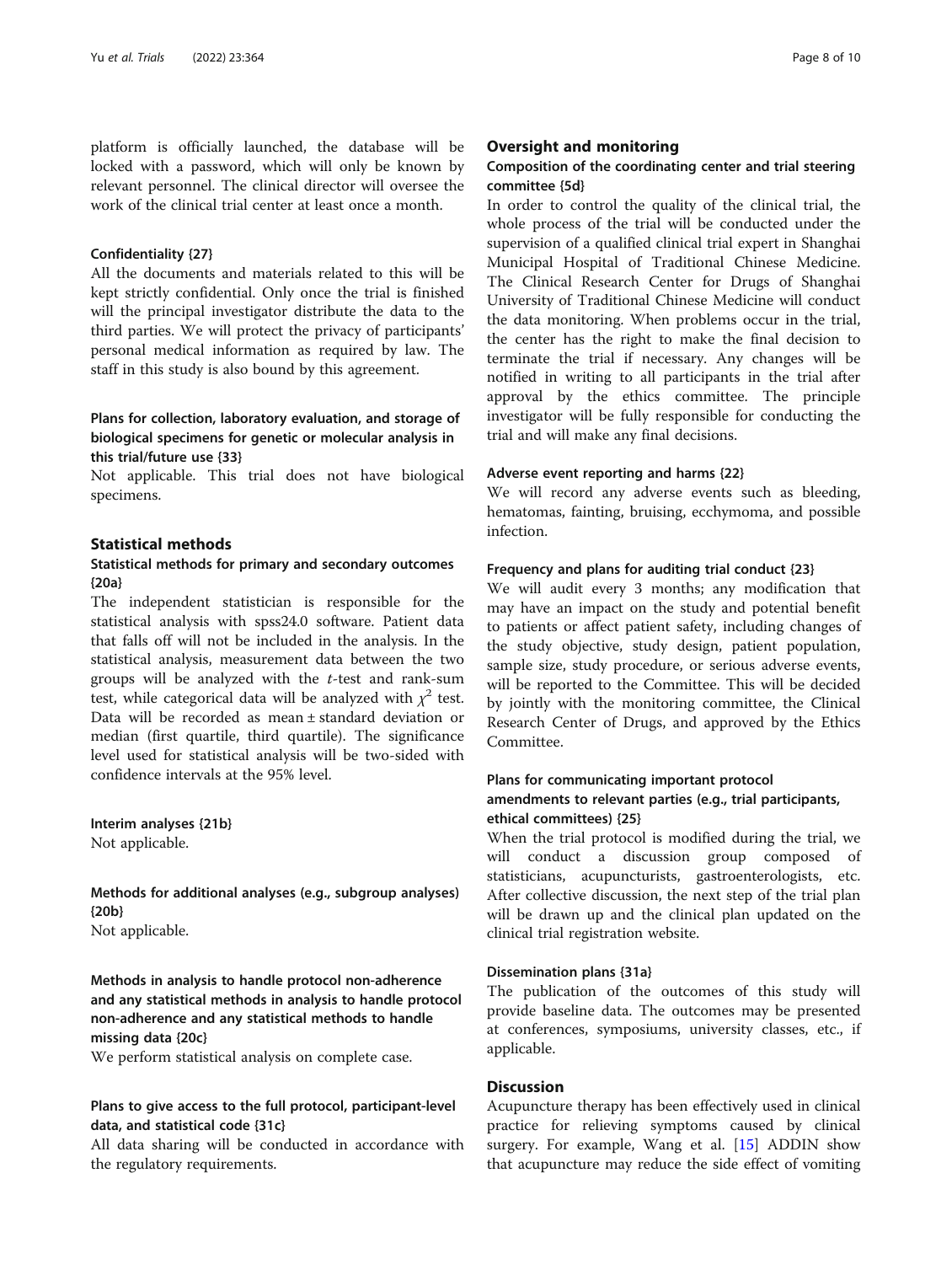platform is officially launched, the database will be locked with a password, which will only be known by relevant personnel. The clinical director will oversee the work of the clinical trial center at least once a month.

#### Confidentiality {27}

All the documents and materials related to this will be kept strictly confidential. Only once the trial is finished will the principal investigator distribute the data to the third parties. We will protect the privacy of participants' personal medical information as required by law. The staff in this study is also bound by this agreement.

#### Plans for collection, laboratory evaluation, and storage of biological specimens for genetic or molecular analysis in this trial/future use {33}

Not applicable. This trial does not have biological specimens.

## Statistical methods

### Statistical methods for primary and secondary outcomes {20a}

The independent statistician is responsible for the statistical analysis with spss24.0 software. Patient data that falls off will not be included in the analysis. In the statistical analysis, measurement data between the two groups will be analyzed with the *t*-test and rank-sum test, while categorical data will be analyzed with $\chi^2$ test. Data will be recorded as mean ± standard deviation or median (first quartile, third quartile). The significance level used for statistical analysis will be two-sided with confidence intervals at the 95% level.

#### Interim analyses {21b}

Not applicable.

#### Methods for additional analyses (e.g., subgroup analyses) {20b}

Not applicable.

#### Methods in analysis to handle protocol non-adherence and any statistical methods in analysis to handle protocol non-adherence and any statistical methods to handle missing data {20c}

We perform statistical analysis on complete case.

#### Plans to give access to the full protocol, participant-level data, and statistical code {31c}

All data sharing will be conducted in accordance with the regulatory requirements.

## Oversight and monitoring

### Composition of the coordinating center and trial steering committee {5d}

In order to control the quality of the clinical trial, the whole process of the trial will be conducted under the supervision of a qualified clinical trial expert in Shanghai Municipal Hospital of Traditional Chinese Medicine. The Clinical Research Center for Drugs of Shanghai University of Traditional Chinese Medicine will conduct the data monitoring. When problems occur in the trial, the center has the right to make the final decision to terminate the trial if necessary. Any changes will be notified in writing to all participants in the trial after approval by the ethics committee. The principle investigator will be fully responsible for conducting the trial and will make any final decisions.

#### Adverse event reporting and harms {22}

We will record any adverse events such as bleeding, hematomas, fainting, bruising, ecchymoma, and possible infection.

#### Frequency and plans for auditing trial conduct {23}

We will audit every 3 months; any modification that may have an impact on the study and potential benefit to patients or affect patient safety, including changes of the study objective, study design, patient population, sample size, study procedure, or serious adverse events, will be reported to the Committee. This will be decided by jointly with the monitoring committee, the Clinical Research Center of Drugs, and approved by the Ethics Committee.

#### Plans for communicating important protocol amendments to relevant parties (e.g., trial participants, ethical committees) {25}

When the trial protocol is modified during the trial, we will conduct a discussion group composed of statisticians, acupuncturists, gastroenterologists, etc. After collective discussion, the next step of the trial plan will be drawn up and the clinical plan updated on the clinical trial registration website.

#### Dissemination plans {31a}

The publication of the outcomes of this study will provide baseline data. The outcomes may be presented at conferences, symposiums, university classes, etc., if applicable.

## Discussion

Acupuncture therapy has been effectively used in clinical practice for relieving symptoms caused by clinical surgery. For example, Wang et al. [15] ADDIN show that acupuncture may reduce the side effect of vomiting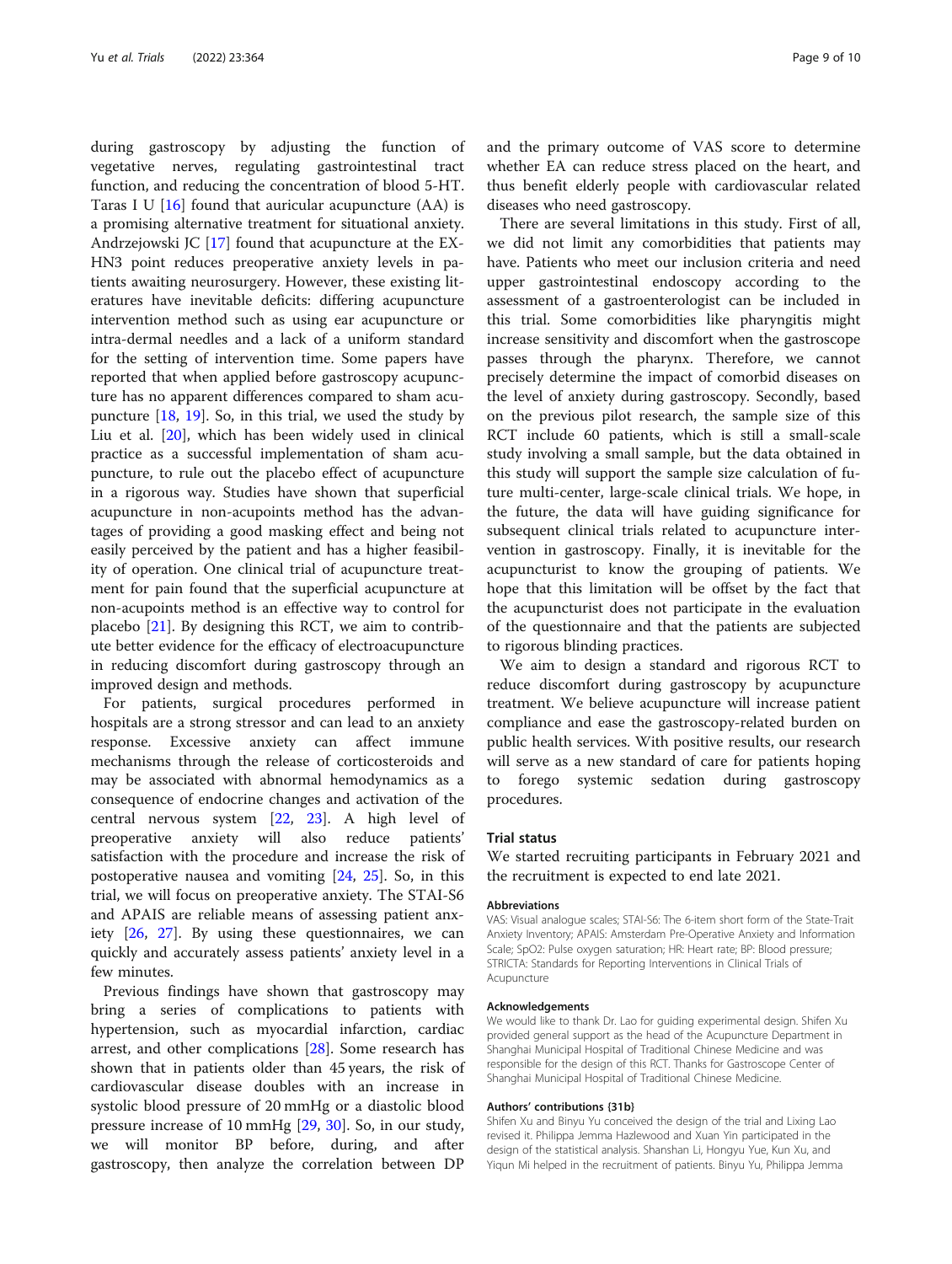during gastroscopy by adjusting the function of vegetative nerves, regulating gastrointestinal tract function, and reducing the concentration of blood 5-HT. Taras I U [16] found that auricular acupuncture (AA) is a promising alternative treatment for situational anxiety. Andrzejowski JC [17] found that acupuncture at the EX-HN3 point reduces preoperative anxiety levels in patients awaiting neurosurgery. However, these existing literatures have inevitable deficits: differing acupuncture intervention method such as using ear acupuncture or intra-dermal needles and a lack of a uniform standard for the setting of intervention time. Some papers have reported that when applied before gastroscopy acupuncture has no apparent differences compared to sham acupuncture [18, 19]. So, in this trial, we used the study by Liu et al. [20], which has been widely used in clinical practice as a successful implementation of sham acupuncture, to rule out the placebo effect of acupuncture in a rigorous way. Studies have shown that superficial acupuncture in non-acupoints method has the advantages of providing a good masking effect and being not easily perceived by the patient and has a higher feasibility of operation. One clinical trial of acupuncture treatment for pain found that the superficial acupuncture at non-acupoints method is an effective way to control for placebo [21]. By designing this RCT, we aim to contribute better evidence for the efficacy of electroacupuncture in reducing discomfort during gastroscopy through an improved design and methods.

For patients, surgical procedures performed in hospitals are a strong stressor and can lead to an anxiety response. Excessive anxiety can affect immune mechanisms through the release of corticosteroids and may be associated with abnormal hemodynamics as a consequence of endocrine changes and activation of the central nervous system [22, 23]. A high level of preoperative anxiety will also reduce patients' satisfaction with the procedure and increase the risk of postoperative nausea and vomiting [24, 25]. So, in this trial, we will focus on preoperative anxiety. The STAI-S6 and APAIS are reliable means of assessing patient anxiety [26, 27]. By using these questionnaires, we can quickly and accurately assess patients' anxiety level in a few minutes.

Previous findings have shown that gastroscopy may bring a series of complications to patients with hypertension, such as myocardial infarction, cardiac arrest, and other complications [28]. Some research has shown that in patients older than 45 years, the risk of cardiovascular disease doubles with an increase in systolic blood pressure of 20 mmHg or a diastolic blood pressure increase of 10 mmHg [29, 30]. So, in our study, we will monitor BP before, during, and after gastroscopy, then analyze the correlation between DP and the primary outcome of VAS score to determine whether EA can reduce stress placed on the heart, and thus benefit elderly people with cardiovascular related diseases who need gastroscopy.

There are several limitations in this study. First of all, we did not limit any comorbidities that patients may have. Patients who meet our inclusion criteria and need upper gastrointestinal endoscopy according to the assessment of a gastroenterologist can be included in this trial. Some comorbidities like pharyngitis might increase sensitivity and discomfort when the gastroscope passes through the pharynx. Therefore, we cannot precisely determine the impact of comorbid diseases on the level of anxiety during gastroscopy. Secondly, based on the previous pilot research, the sample size of this RCT include 60 patients, which is still a small-scale study involving a small sample, but the data obtained in this study will support the sample size calculation of future multi-center, large-scale clinical trials. We hope, in the future, the data will have guiding significance for subsequent clinical trials related to acupuncture intervention in gastroscopy. Finally, it is inevitable for the acupuncturist to know the grouping of patients. We hope that this limitation will be offset by the fact that the acupuncturist does not participate in the evaluation of the questionnaire and that the patients are subjected to rigorous blinding practices.

We aim to design a standard and rigorous RCT to reduce discomfort during gastroscopy by acupuncture treatment. We believe acupuncture will increase patient compliance and ease the gastroscopy-related burden on public health services. With positive results, our research will serve as a new standard of care for patients hoping to forego systemic sedation during gastroscopy procedures.

## Trial status

We started recruiting participants in February 2021 and the recruitment is expected to end late 2021.

#### Abbreviations

VAS: Visual analogue scales; STAI-S6: The 6-item short form of the State-Trait Anxiety Inventory; APAIS: Amsterdam Pre-Operative Anxiety and Information Scale; SpO2: Pulse oxygen saturation; HR: Heart rate; BP: Blood pressure; STRICTA: Standards for Reporting Interventions in Clinical Trials of Acupuncture

#### Acknowledgements

We would like to thank Dr. Lao for guiding experimental design. Shifen Xu provided general support as the head of the Acupuncture Department in Shanghai Municipal Hospital of Traditional Chinese Medicine and was responsible for the design of this RCT. Thanks for Gastroscope Center of Shanghai Municipal Hospital of Traditional Chinese Medicine.

#### Authors' contributions {31b}

Shifen Xu and Binyu Yu conceived the design of the trial and Lixing Lao revised it. Philippa Jemma Hazlewood and Xuan Yin participated in the design of the statistical analysis. Shanshan Li, Hongyu Yue, Kun Xu, and Yiqun Mi helped in the recruitment of patients. Binyu Yu, Philippa Jemma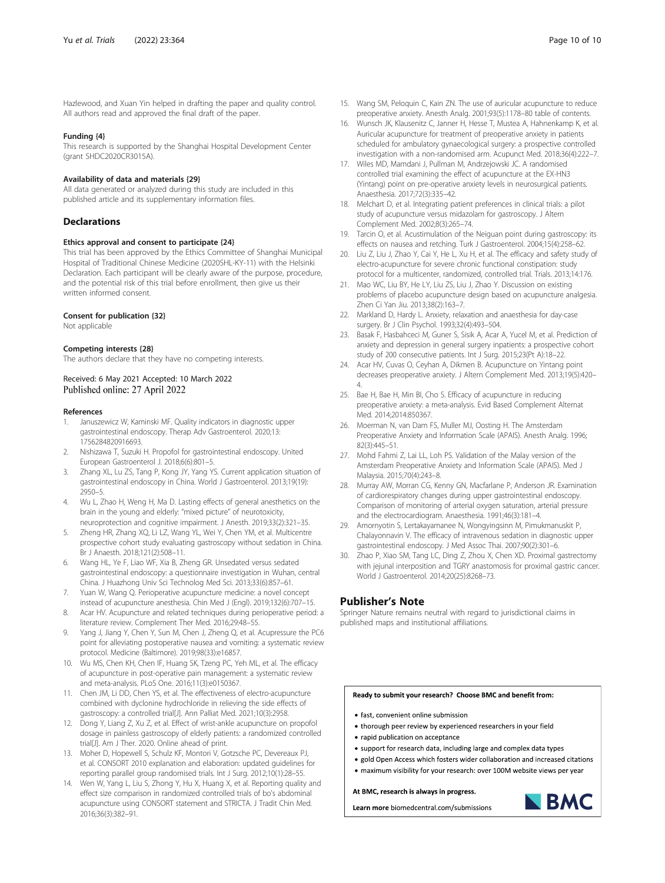Hazlewood, and Xuan Yin helped in drafting the paper and quality control. All authors read and approved the final draft of the paper.

#### Funding {4}

This research is supported by the Shanghai Hospital Development Center (grant SHDC2020CR3015A).

#### Availability of data and materials {29}

All data generated or analyzed during this study are included in this published article and its supplementary information files.

## Declarations

#### Ethics approval and consent to participate {24}

This trial has been approved by the Ethics Committee of Shanghai Municipal Hospital of Traditional Chinese Medicine (2020SHL-KY-11) with the Helsinki Declaration. Each participant will be clearly aware of the purpose, procedure, and the potential risk of this trial before enrollment, then give us their written informed consent.

#### Consent for publication {32}

Not applicable

#### Competing interests {28}

The authors declare that they have no competing interests.

Received: 6 May 2021 Accepted: 10 March 2022
Published online: 27 April 2022

#### References

1. Januszewicz W, Kaminski MF. Quality indicators in diagnostic upper gastrointestinal endoscopy. Therap Adv Gastroenterol. 2020;13: 1756284820916693.
2. Nishizawa T, Suzuki H. Propofol for gastrointestinal endoscopy. United European Gastroenterol J. 2018;6(6):801–5.
3. Zhang XL, Lu ZS, Tang P, Kong JY, Yang YS. Current application situation of gastrointestinal endoscopy in China. World J Gastroenterol. 2013;19(19): 2950–5.
4. Wu L, Zhao H, Weng H, Ma D. Lasting effects of general anesthetics on the brain in the young and elderly: "mixed picture" of neurotoxicity, neuroprotection and cognitive impairment. J Anesth. 2019;33(2):321–35.
5. Zheng HR, Zhang XQ, Li LZ, Wang YL, Wei Y, Chen YM, et al. Multicentre prospective cohort study evaluating gastroscopy without sedation in China. Br J Anaesth. 2018;121(2):508–11.
6. Wang HL, Ye F, Liao WF, Xia B, Zheng GR. Unsedated versus sedated gastrointestinal endoscopy: a questionnaire investigation in Wuhan, central China. J Huazhong Univ Sci Technolog Med Sci. 2013;33(6):857–61.
7. Yuan W, Wang Q. Perioperative acupuncture medicine: a novel concept instead of acupuncture anesthesia. Chin Med J (Engl). 2019;132(6):707–15.
8. Acar HV. Acupuncture and related techniques during perioperative period: a literature review. Complement Ther Med. 2016;29:48–55.
9. Yang J, Jiang Y, Chen Y, Sun M, Chen J, Zheng Q, et al. Acupressure the PC6 point for alleviating postoperative nausea and vomiting: a systematic review protocol. Medicine (Baltimore). 2019;98(33):e16857.
10. Wu MS, Chen KH, Chen IF, Huang SK, Tzeng PC, Yeh ML, et al. The efficacy of acupuncture in post-operative pain management: a systematic review and meta-analysis. PLoS One. 2016;11(3):e0150367.
11. Chen JM, Li DD, Chen YS, et al. The effectiveness of electro-acupuncture combined with dyclonine hydrochloride in relieving the side effects of gastroscopy: a controlled trial[J]. Ann Palliat Med. 2021;10(3):2958.
12. Dong Y, Liang Z, Xu Z, et al. Effect of wrist-ankle acupuncture on propofol dosage in painless gastroscopy of elderly patients: a randomized controlled trial[J]. Am J Ther. 2020. Online ahead of print.
13. Moher D, Hopewell S, Schulz KF, Montori V, Gotzsche PC, Devereaux PJ, et al. CONSORT 2010 explanation and elaboration: updated guidelines for reporting parallel group randomised trials. Int J Surg. 2012;10(1):28–55.
14. Wen W, Yang L, Liu S, Zhong Y, Hu X, Huang X, et al. Reporting quality and effect size comparison in randomized controlled trials of bo's abdominal acupuncture using CONSORT statement and STRICTA. J Tradit Chin Med. 2016;36(3):382–91.
15. Wang SM, Peloquin C, Kain ZN. The use of auricular acupuncture to reduce preoperative anxiety. Anesth Analg. 2001;93(5):1178–80 table of contents.
16. Wunsch JK, Klausenitz C, Janner H, Hesse T, Mustea A, Hahnenkamp K, et al. Auricular acupuncture for treatment of preoperative anxiety in patients scheduled for ambulatory gynaecological surgery: a prospective controlled investigation with a non-randomised arm. Acupunct Med. 2018;36(4):222–7.
17. Wiles MD, Mamdani J, Pullman M, Andrzejowski JC. A randomised controlled trial examining the effect of acupuncture at the EX-HN3 (Yintang) point on pre-operative anxiety levels in neurosurgical patients. Anaesthesia. 2017;72(3):335–42.
18. Melchart D, et al. Integrating patient preferences in clinical trials: a pilot study of acupuncture versus midazolam for gastroscopy. J Altern Complement Med. 2002;8(3):265–74.
19. Tarcin O, et al. Acustimulation of the Neiguan point during gastroscopy: its effects on nausea and retching. Turk J Gastroenterol. 2004;15(4):258–62.
20. Liu Z, Liu J, Zhao Y, Cai Y, He L, Xu H, et al. The efficacy and safety study of electro-acupuncture for severe chronic functional constipation: study protocol for a multicenter, randomized, controlled trial. Trials. 2013;14:176.
21. Mao WC, Liu BY, He LY, Liu ZS, Liu J, Zhao Y. Discussion on existing problems of placebo acupuncture design based on acupuncture analgesia. Zhen Ci Yan Jiu. 2013;38(2):163–7.
22. Markland D, Hardy L. Anxiety, relaxation and anaesthesia for day-case surgery. Br J Clin Psychol. 1993;32(4):493–504.
23. Basak F, Hasbahceci M, Guner S, Sisik A, Acar A, Yucel M, et al. Prediction of anxiety and depression in general surgery inpatients: a prospective cohort study of 200 consecutive patients. Int J Surg. 2015;23(Pt A):18–22.
24. Acar HV, Cuvas O, Ceyhan A, Dikmen B. Acupuncture on Yintang point decreases preoperative anxiety. J Altern Complement Med. 2013;19(5):420–4.
25. Bae H, Bae H, Min BI, Cho S. Efficacy of acupuncture in reducing preoperative anxiety: a meta-analysis. Evid Based Complement Alternat Med. 2014;2014:850367.
26. Moerman N, van Dam FS, Muller MJ, Oosting H. The Amsterdam Preoperative Anxiety and Information Scale (APAIS). Anesth Analg. 1996;82(3):445–51.
27. Mohd Fahmi Z, Lai LL, Loh PS. Validation of the Malay version of the Amsterdam Preoperative Anxiety and Information Scale (APAIS). Med J Malaysia. 2015;70(4):243–8.
28. Murray AW, Morran CG, Kenny GN, Macfarlane P, Anderson JR. Examination of cardiorespiratory changes during upper gastrointestinal endoscopy. Comparison of monitoring of arterial oxygen saturation, arterial pressure and the electrocardiogram. Anaesthesia. 1991;46(3):181–4.
29. Amornyotin S, Lertakayamanee N, Wongyingsinn M, Pimukmanuskit P, Chalayonnavin V. The efficacy of intravenous sedation in diagnostic upper gastrointestinal endoscopy. J Med Assoc Thai. 2007;90(2):301–6.
30. Zhao P, Xiao SM, Tang LC, Ding Z, Zhou X, Chen XD. Proximal gastrectomy with jejunal interposition and TGRY anastomosis for proximal gastric cancer. World J Gastroenterol. 2014;20(25):8268–73.

## Publisher's Note

Springer Nature remains neutral with regard to jurisdictional claims in published maps and institutional affiliations.

**Ready to submit your research? Choose BMC and benefit from:**

- fast, convenient online submission
- thorough peer review by experienced researchers in your field
- rapid publication on acceptance
- support for research data, including large and complex data types
- gold Open Access which fosters wider collaboration and increased citations
- maximum visibility for your research: over 100M website views per year

**At BMC, research is always in progress.**

**Learn more** biomedcentral.com/submissions

BMC